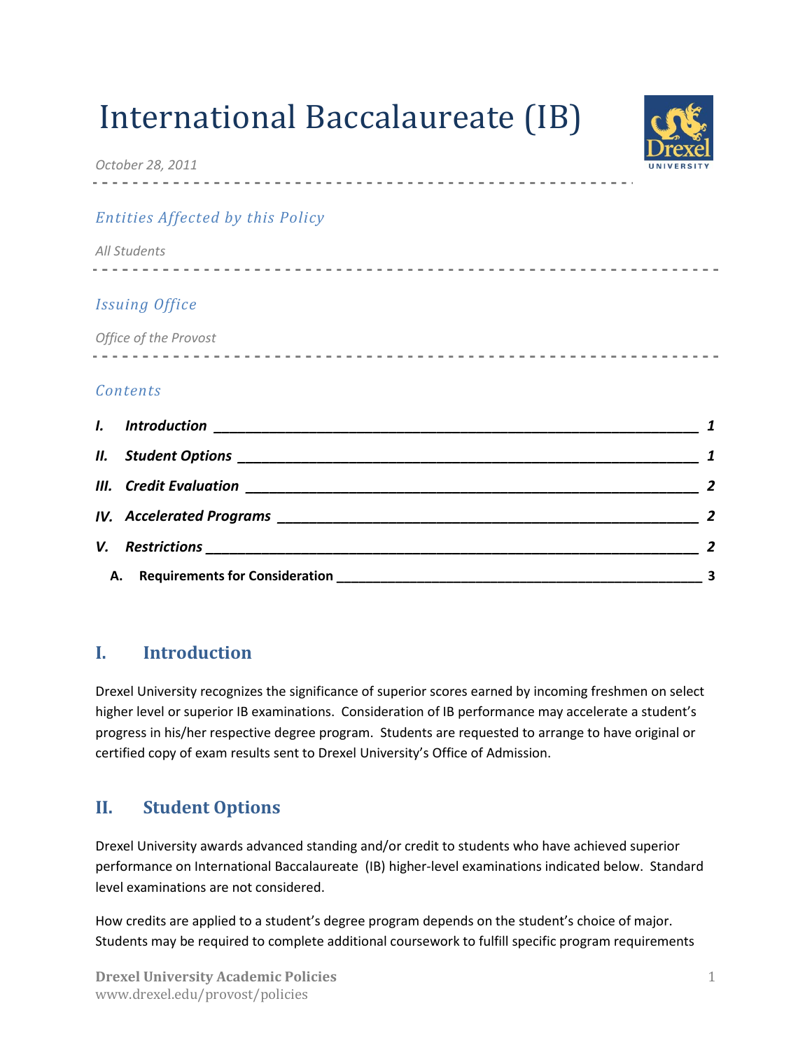# International Baccalaureate (IB)

*October 28, 2011*

## *Entities Affected by this Policy*

*All Students*

## *Issuing Office*

*Office of the Provost*

## *Contents*

*I. Introduction* ____ *1*

*II. Student Options* ____ *1*

*III. Credit Evaluation* ____ *2*

*IV. Accelerated Programs* ____ *2*

*V. Restrictions* ____ *2*

**A. Requirements for Consideration** ____ **3**

## I. Introduction

Drexel University recognizes the significance of superior scores earned by incoming freshmen on select higher level or superior IB examinations. Consideration of IB performance may accelerate a student's progress in his/her respective degree program. Students are requested to arrange to have original or certified copy of exam results sent to Drexel University's Office of Admission.

## II. Student Options

Drexel University awards advanced standing and/or credit to students who have achieved superior performance on International Baccalaureate (IB) higher-level examinations indicated below. Standard level examinations are not considered.

How credits are applied to a student's degree program depends on the student's choice of major. Students may be required to complete additional coursework to fulfill specific program requirements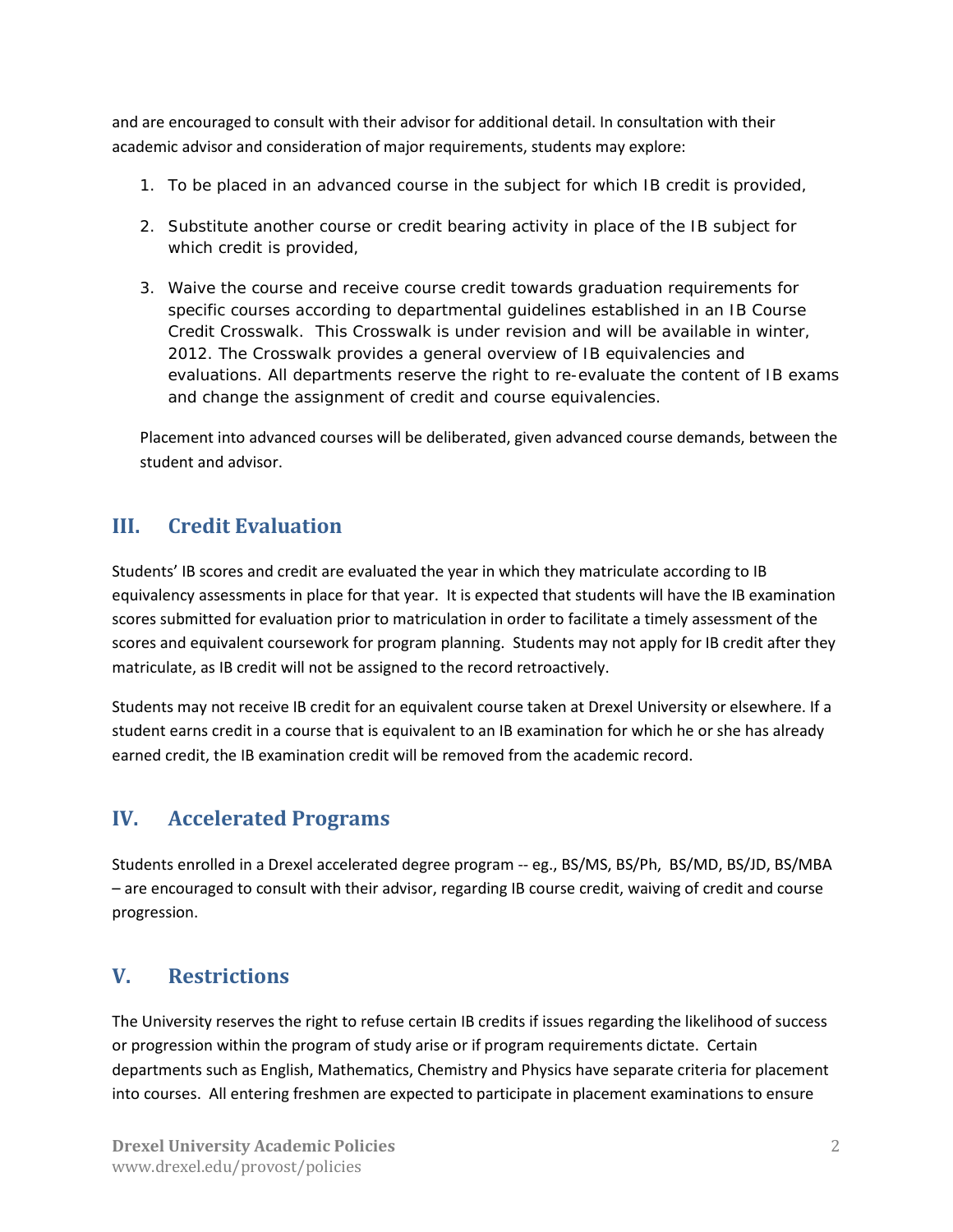and are encouraged to consult with their advisor for additional detail. In consultation with their academic advisor and consideration of major requirements, students may explore:

1. To be placed in an advanced course in the subject for which IB credit is provided,

2. Substitute another course or credit bearing activity in place of the IB subject for which credit is provided,

3. Waive the course and receive course credit towards graduation requirements for specific courses according to departmental guidelines established in an IB Course Credit Crosswalk. This Crosswalk is under revision and will be available in winter, 2012. The Crosswalk provides a general overview of IB equivalencies and evaluations. All departments reserve the right to re-evaluate the content of IB exams and change the assignment of credit and course equivalencies.

Placement into advanced courses will be deliberated, given advanced course demands, between the student and advisor.

## III. Credit Evaluation

Students' IB scores and credit are evaluated the year in which they matriculate according to IB equivalency assessments in place for that year. It is expected that students will have the IB examination scores submitted for evaluation prior to matriculation in order to facilitate a timely assessment of the scores and equivalent coursework for program planning. Students may not apply for IB credit after they matriculate, as IB credit will not be assigned to the record retroactively.

Students may not receive IB credit for an equivalent course taken at Drexel University or elsewhere. If a student earns credit in a course that is equivalent to an IB examination for which he or she has already earned credit, the IB examination credit will be removed from the academic record.

## IV. Accelerated Programs

Students enrolled in a Drexel accelerated degree program -- eg., BS/MS, BS/Ph, BS/MD, BS/JD, BS/MBA – are encouraged to consult with their advisor, regarding IB course credit, waiving of credit and course progression.

## V. Restrictions

The University reserves the right to refuse certain IB credits if issues regarding the likelihood of success or progression within the program of study arise or if program requirements dictate. Certain departments such as English, Mathematics, Chemistry and Physics have separate criteria for placement into courses. All entering freshmen are expected to participate in placement examinations to ensure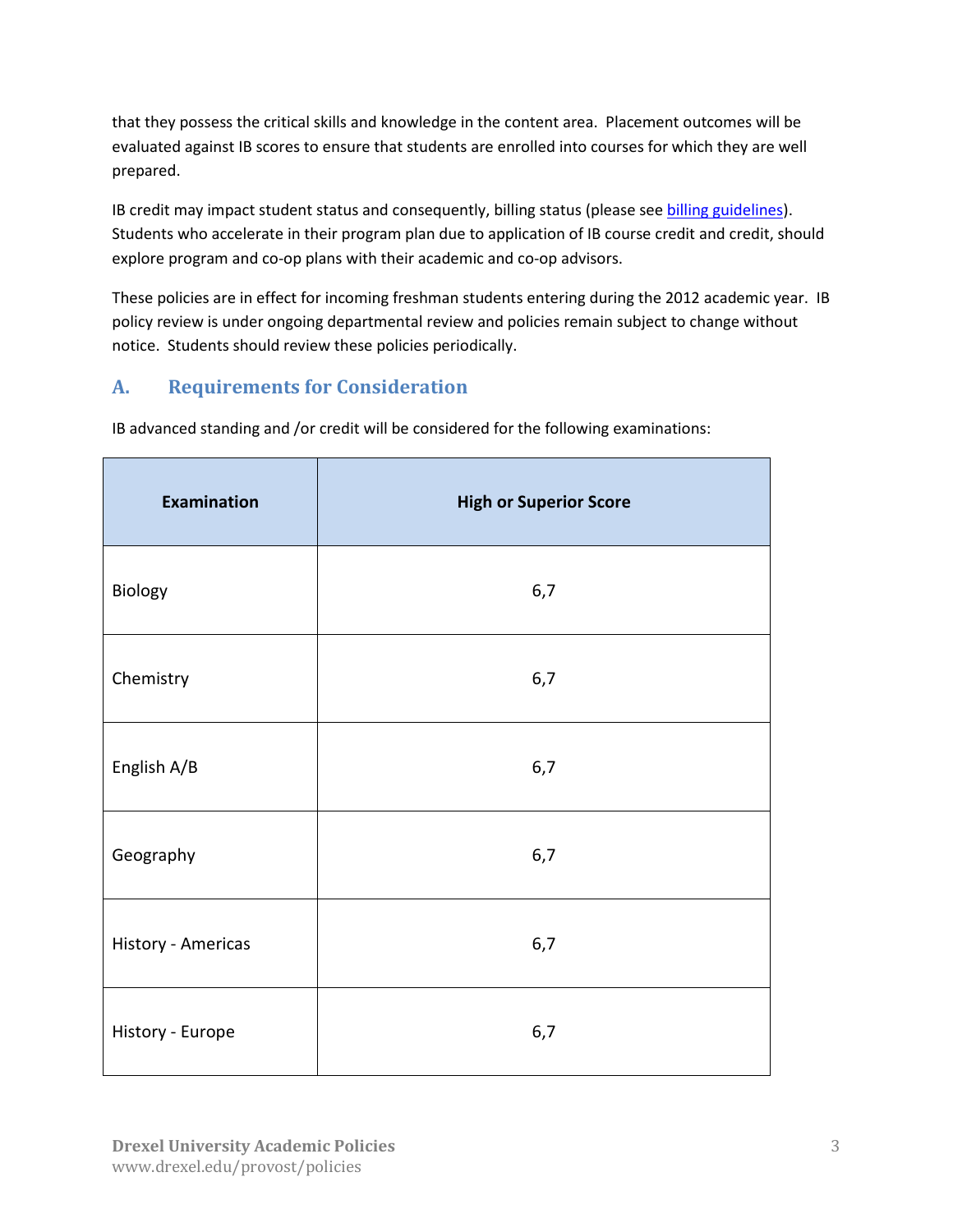that they possess the critical skills and knowledge in the content area. Placement outcomes will be evaluated against IB scores to ensure that students are enrolled into courses for which they are well prepared.

IB credit may impact student status and consequently, billing status (please see [billing guidelines]). Students who accelerate in their program plan due to application of IB course credit and credit, should explore program and co-op plans with their academic and co-op advisors.

These policies are in effect for incoming freshman students entering during the 2012 academic year. IB policy review is under ongoing departmental review and policies remain subject to change without notice. Students should review these policies periodically.

## A. Requirements for Consideration

IB advanced standing and /or credit will be considered for the following examinations:

| Examination | High or Superior Score |
|---|---|
| Biology | 6,7 |
| Chemistry | 6,7 |
| English A/B | 6,7 |
| Geography | 6,7 |
| History - Americas | 6,7 |
| History - Europe | 6,7 |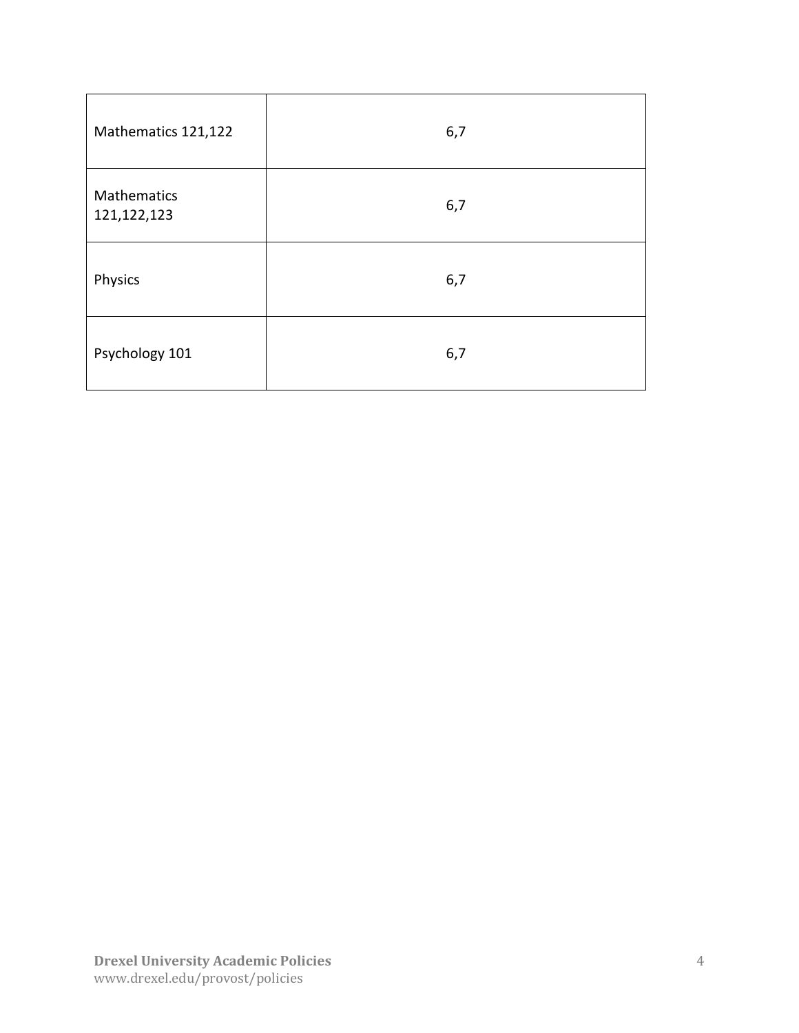| | |
|---|---|
| Mathematics 121,122 | 6,7 |
| Mathematics 121,122,123 | 6,7 |
| Physics | 6,7 |
| Psychology 101 | 6,7 |